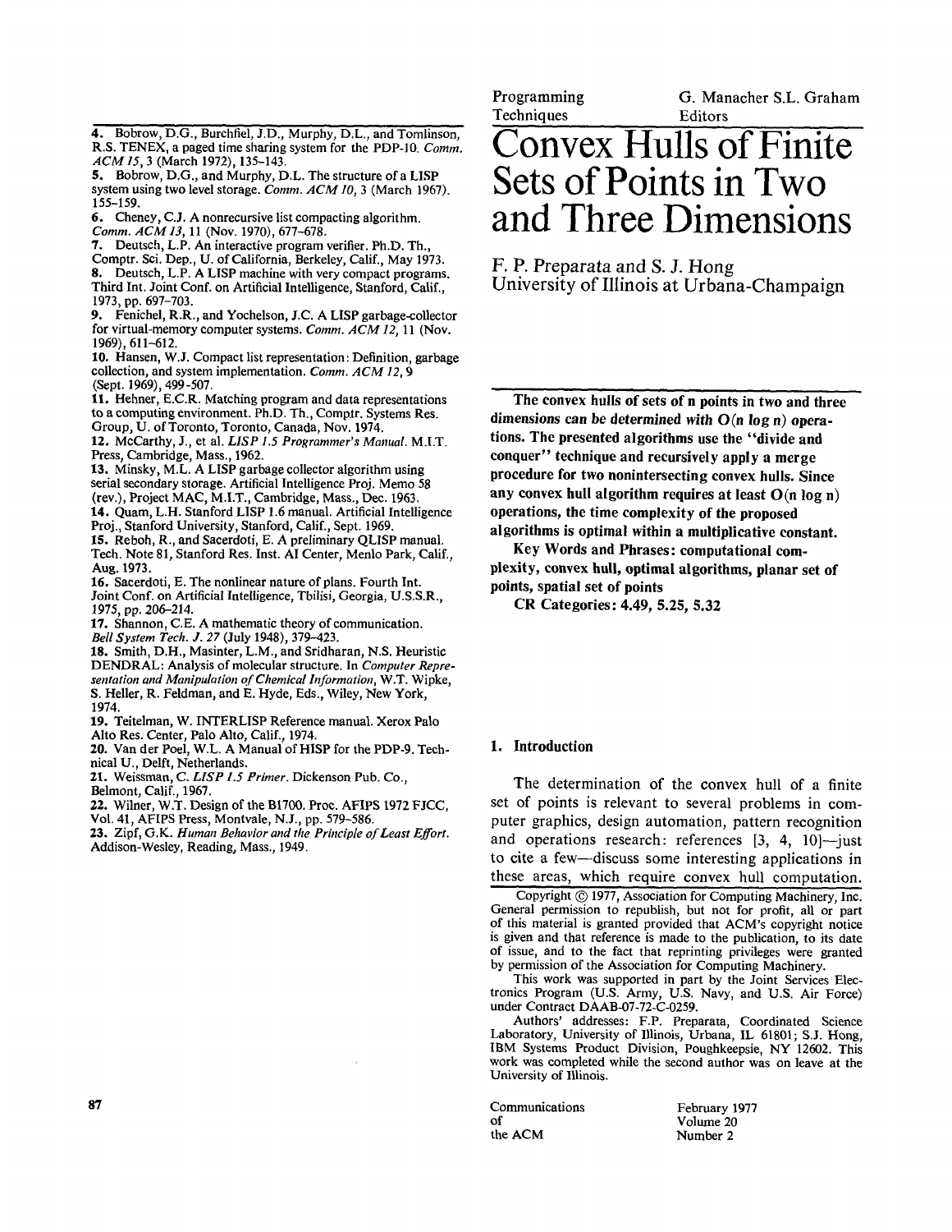4. Bobrow, D.G., Burchfiel, J.D., Murphy, D.L., and Tomlinson, R.S. TENEX, a paged time sharing system for the PDP-10. *Comm. ACM 15*, 3 (March 1972), 135–143.
5. Bobrow, D.G., and Murphy, D.L. The structure of a LISP system using two level storage. *Comm. ACM 10*, 3 (March 1967). 155–159.
6. Cheney, C.J. A nonrecursive list compacting algorithm. *Comm. ACM 13*, 11 (Nov. 1970), 677–678.
7. Deutsch, L.P. An interactive program verifier. Ph.D. Th., Comptr. Sci. Dep., U. of California, Berkeley, Calif., May 1973.
8. Deutsch, L.P. A LISP machine with very compact programs. Third Int. Joint Conf. on Artificial Intelligence, Stanford, Calif., 1973, pp. 697–703.
9. Fenichel, R.R., and Yochelson, J.C. A LISP garbage-collector for virtual-memory computer systems. *Comm. ACM 12*, 11 (Nov. 1969), 611–612.
10. Hansen, W.J. Compact list representation: Definition, garbage collection, and system implementation. *Comm. ACM 12*, 9 (Sept. 1969), 499–507.
11. Hehner, E.C.R. Matching program and data representations to a computing environment. Ph.D. Th., Comptr. Systems Res. Group, U. of Toronto, Toronto, Canada, Nov. 1974.
12. McCarthy, J., et al. *LISP 1.5 Programmer's Manual.* M.I.T. Press, Cambridge, Mass., 1962.
13. Minsky, M.L. A LISP garbage collector algorithm using serial secondary storage. Artificial Intelligence Proj. Memo 58 (rev.), Project MAC, M.I.T., Cambridge, Mass., Dec. 1963.
14. Quam, L.H. Stanford LISP 1.6 manual. Artificial Intelligence Proj., Stanford University, Stanford, Calif., Sept. 1969.
15. Reboh, R., and Sacerdoti, E. A preliminary QLISP manual. Tech. Note 81, Stanford Res. Inst. AI Center, Menlo Park, Calif., Aug. 1973.
16. Sacerdoti, E. The nonlinear nature of plans. Fourth Int. Joint Conf. on Artificial Intelligence, Tbilisi, Georgia, U.S.S.R., 1975, pp. 206–214.
17. Shannon, C.E. A mathematic theory of communication. *Bell System Tech. J. 27* (July 1948), 379–423.
18. Smith, D.H., Masinter, L.M., and Sridharan, N.S. Heuristic DENDRAL: Analysis of molecular structure. In *Computer Representation and Manipulation of Chemical Information*, W.T. Wipke, S. Heller, R. Feldman, and E. Hyde, Eds., Wiley, New York, 1974.
19. Teitelman, W. INTERLISP Reference manual. Xerox Palo Alto Res. Center, Palo Alto, Calif., 1974.
20. Van der Poel, W.L. A Manual of HISP for the PDP-9. Technical U., Delft, Netherlands.
21. Weissman, C. *LISP 1.5 Primer.* Dickenson Pub. Co., Belmont, Calif., 1967.
22. Wilner, W.T. Design of the B1700. Proc. AFIPS 1972 FJCC, Vol. 41, AFIPS Press, Montvale, N.J., pp. 579–586.
23. Zipf, G.K. *Human Behavior and the Principle of Least Effort.* Addison-Wesley, Reading, Mass., 1949.

Programming Techniques — G. Manacher, S.L. Graham, Editors

# Convex Hulls of Finite Sets of Points in Two and Three Dimensions

F. P. Preparata and S. J. Hong
University of Illinois at Urbana-Champaign

**The convex hulls of sets of n points in two and three dimensions can be determined with $O(n \log n)$ operations. The presented algorithms use the "divide and conquer" technique and recursively apply a merge procedure for two nonintersecting convex hulls. Since any convex hull algorithm requires at least $O(n \log n)$ operations, the time complexity of the proposed algorithms is optimal within a multiplicative constant.**

**Key Words and Phrases: computational complexity, convex hull, optimal algorithms, planar set of points, spatial set of points**

**CR Categories: 4.49, 5.25, 5.32**

## 1. Introduction

The determination of the convex hull of a finite set of points is relevant to several problems in computer graphics, design automation, pattern recognition and operations research: references [3, 4, 10]—just to cite a few—discuss some interesting applications in these areas, which require convex hull computation.

Copyright © 1977, Association for Computing Machinery, Inc. General permission to republish, but not for profit, all or part of this material is granted provided that ACM's copyright notice is given and that reference is made to the publication, to its date of issue, and to the fact that reprinting privileges were granted by permission of the Association for Computing Machinery.

This work was supported in part by the Joint Services Electronics Program (U.S. Army, U.S. Navy, and U.S. Air Force) under Contract DAAB-07-72-C-0259.

Authors' addresses: F.P. Preparata, Coordinated Science Laboratory, University of Illinois, Urbana, IL 61801; S.J. Hong, IBM Systems Product Division, Poughkeepsie, NY 12602. This work was completed while the second author was on leave at the University of Illinois.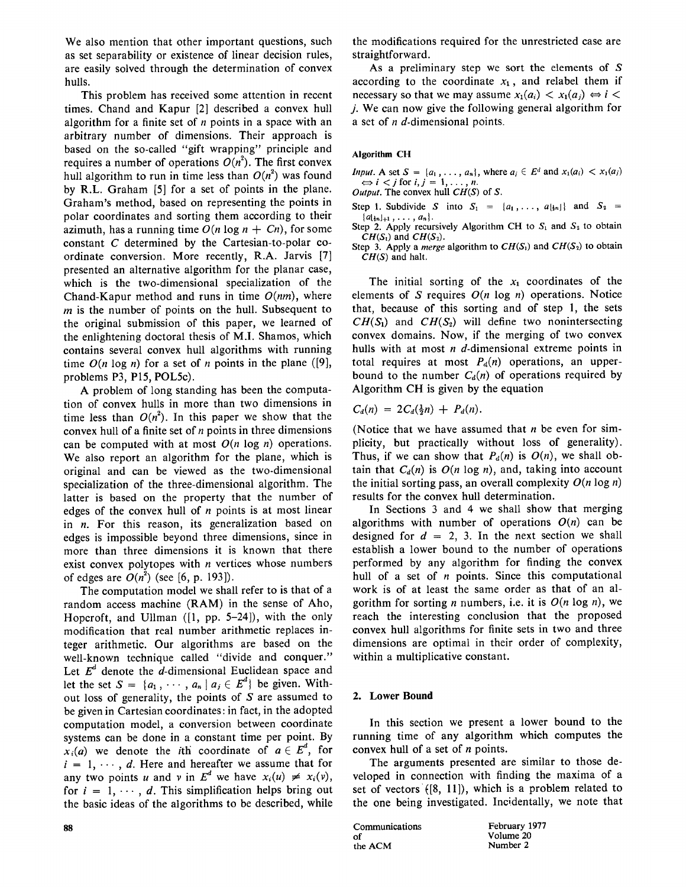We also mention that other important questions, such as set separability or existence of linear decision rules, are easily solved through the determination of convex hulls.

This problem has received some attention in recent times. Chand and Kapur [2] described a convex hull algorithm for a finite set of $n$ points in a space with an arbitrary number of dimensions. Their approach is based on the so-called "gift wrapping" principle and requires a number of operations $O(n^2)$. The first convex hull algorithm to run in time less than $O(n^2)$ was found by R.L. Graham [5] for a set of points in the plane. Graham's method, based on representing the points in polar coordinates and sorting them according to their azimuth, has a running time $O(n \log n + Cn)$, for some constant $C$ determined by the Cartesian-to-polar coordinate conversion. More recently, R.A. Jarvis [7] presented an alternative algorithm for the planar case, which is the two-dimensional specialization of the Chand-Kapur method and runs in time $O(nm)$, where $m$ is the number of points on the hull. Subsequent to the original submission of this paper, we learned of the enlightening doctoral thesis of M.I. Shamos, which contains several convex hull algorithms with running time $O(n \log n)$ for a set of $n$ points in the plane ([9], problems P3, P15, POL5c).

A problem of long standing has been the computation of convex hulls in more than two dimensions in time less than $O(n^2)$. In this paper we show that the convex hull of a finite set of $n$ points in three dimensions can be computed with at most $O(n \log n)$ operations. We also report an algorithm for the plane, which is original and can be viewed as the two-dimensional specialization of the three-dimensional algorithm. The latter is based on the property that the number of edges of the convex hull of $n$ points is at most linear in $n$. For this reason, its generalization based on edges is impossible beyond three dimensions, since in more than three dimensions it is known that there exist convex polytopes with $n$ vertices whose numbers of edges are $O(n^2)$ (see [6, p. 193]).

The computation model we shall refer to is that of a random access machine (RAM) in the sense of Aho, Hopcroft, and Ullman ([1, pp. 5–24]), with the only modification that real number arithmetic replaces integer arithmetic. Our algorithms are based on the well-known technique called "divide and conquer." Let $E^d$ denote the $d$-dimensional Euclidean space and let the set $S = \{a_1, \cdots, a_n \mid a_j \in E^d\}$ be given. Without loss of generality, the points of $S$ are assumed to be given in Cartesian coordinates: in fact, in the adopted computation model, a conversion between coordinate systems can be done in a constant time per point. By $x_i(a)$ we denote the $i$th coordinate of $a \in E^d$, for $i = 1, \cdots, d$. Here and hereafter we assume that for any two points $u$ and $v$ in $E^d$ we have $x_i(u) \neq x_i(v)$, for $i = 1, \cdots, d$. This simplification helps bring out the basic ideas of the algorithms to be described, while the modifications required for the unrestricted case are straightforward.

As a preliminary step we sort the elements of $S$ according to the coordinate $x_1$, and relabel them if necessary so that we may assume $x_1(a_i) < x_1(a_j) \Leftrightarrow i < j$. We can now give the following general algorithm for a set of $n$ $d$-dimensional points.

**Algorithm CH**

*Input.* A set $S = \{a_1, \ldots, a_n\}$, where $a_j \in E^d$ and $x_1(a_i) < x_1(a_j) \Leftrightarrow i < j$ for $i, j = 1, \ldots, n$.
*Output.* The convex hull $CH(S)$ of $S$.
Step 1. Subdivide $S$ into $S_1 = \{a_1, \ldots, a_{\lfloor \frac{1}{2}n \rfloor}\}$ and $S_2 = \{a_{\lfloor \frac{1}{2}n \rfloor + 1}, \ldots, a_n\}$.
Step 2. Apply recursively Algorithm CH to $S_1$ and $S_2$ to obtain $CH(S_1)$ and $CH(S_2)$.
Step 3. Apply a *merge* algorithm to $CH(S_1)$ and $CH(S_2)$ to obtain $CH(S)$ and halt.

The initial sorting of the $x_1$ coordinates of the elements of $S$ requires $O(n \log n)$ operations. Notice that, because of this sorting and of step 1, the sets $CH(S_1)$ and $CH(S_2)$ will define two nonintersecting convex domains. Now, if the merging of two convex hulls with at most $n$ $d$-dimensional extreme points in total requires at most $P_d(n)$ operations, an upper-bound to the number $C_d(n)$ of operations required by Algorithm CH is given by the equation

$$C_d(n) = 2C_d(\tfrac{1}{2}n) + P_d(n).$$

(Notice that we have assumed that $n$ be even for simplicity, but practically without loss of generality). Thus, if we can show that $P_d(n)$ is $O(n)$, we shall obtain that $C_d(n)$ is $O(n \log n)$, and, taking into account the initial sorting pass, an overall complexity $O(n \log n)$ results for the convex hull determination.

In Sections 3 and 4 we shall show that merging algorithms with number of operations $O(n)$ can be designed for $d = 2, 3$. In the next section we shall establish a lower bound to the number of operations performed by any algorithm for finding the convex hull of a set of $n$ points. Since this computational work is of at least the same order as that of an algorithm for sorting $n$ numbers, i.e. it is $O(n \log n)$, we reach the interesting conclusion that the proposed convex hull algorithms for finite sets in two and three dimensions are optimal in their order of complexity, within a multiplicative constant.

## 2. Lower Bound

In this section we present a lower bound to the running time of any algorithm which computes the convex hull of a set of $n$ points.

The arguments presented are similar to those developed in connection with finding the maxima of a set of vectors ([8, 11]), which is a problem related to the one being investigated. Incidentally, we note that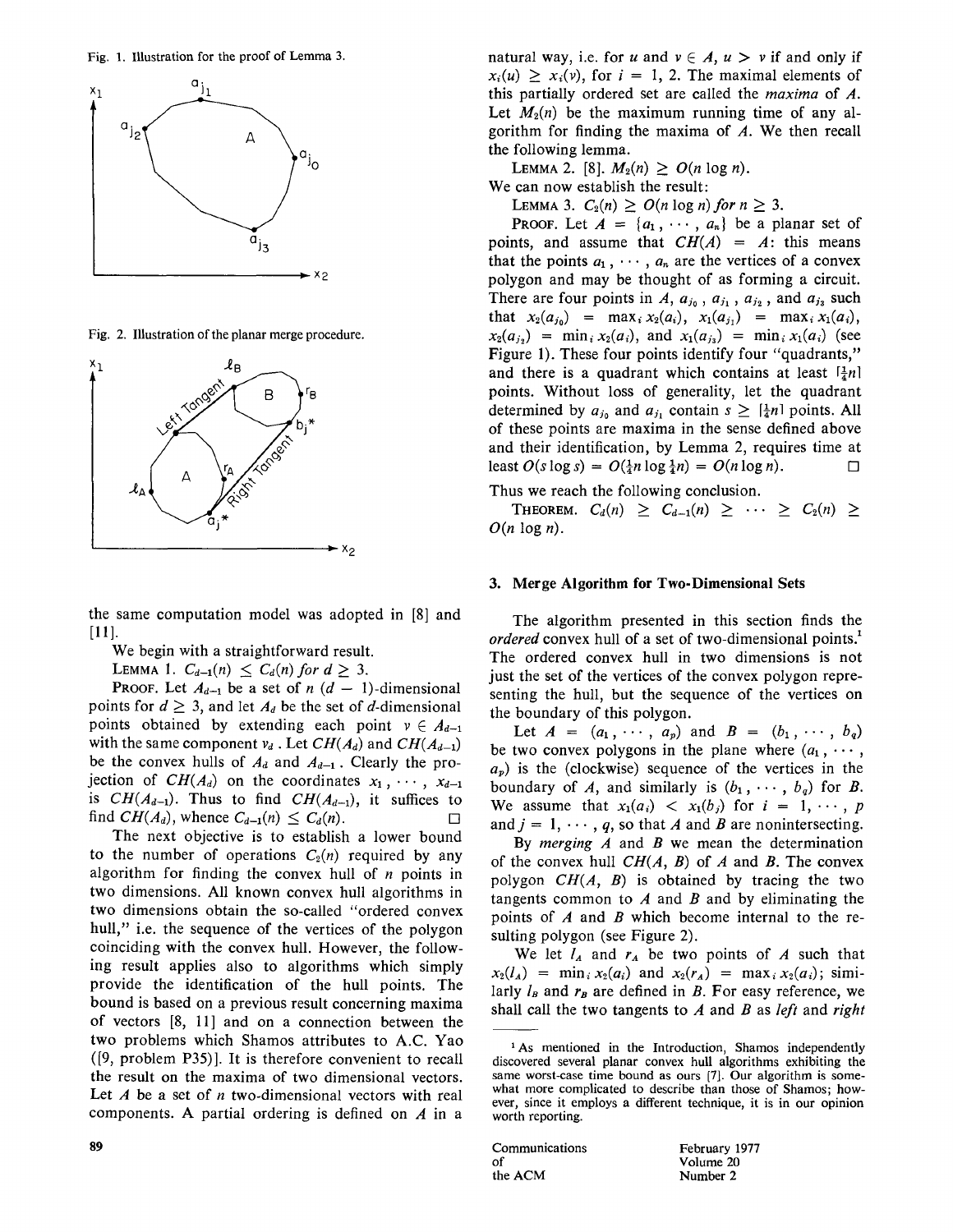Fig. 1. Illustration for the proof of Lemma 3.

Fig. 2. Illustration of the planar merge procedure.

the same computation model was adopted in [8] and [11].

We begin with a straightforward result.

LEMMA 1. $C_{d-1}(n) \leq C_d(n)$ *for* $d \geq 3$.

PROOF. Let $A_{d-1}$ be a set of $n$ $(d-1)$-dimensional points for $d \geq 3$, and let $A_d$ be the set of $d$-dimensional points obtained by extending each point $v \in A_{d-1}$ with the same component $v_d$. Let $CH(A_d)$ and $CH(A_{d-1})$ be the convex hulls of $A_d$ and $A_{d-1}$. Clearly the projection of $CH(A_d)$ on the coordinates $x_1, \cdots, x_{d-1}$ is $CH(A_{d-1})$. Thus to find $CH(A_{d-1})$, it suffices to find $CH(A_d)$, whence $C_{d-1}(n) \leq C_d(n)$. □

The next objective is to establish a lower bound to the number of operations $C_2(n)$ required by any algorithm for finding the convex hull of $n$ points in two dimensions. All known convex hull algorithms in two dimensions obtain the so-called "ordered convex hull," i.e. the sequence of the vertices of the polygon coinciding with the convex hull. However, the following result applies also to algorithms which simply provide the identification of the hull points. The bound is based on a previous result concerning maxima of vectors [8, 11] and on a connection between the two problems which Shamos attributes to A.C. Yao ([9, problem P35)]. It is therefore convenient to recall the result on the maxima of two dimensional vectors. Let $A$ be a set of $n$ two-dimensional vectors with real components. A partial ordering is defined on $A$ in a natural way, i.e. for $u$ and $v \in A$, $u > v$ if and only if $x_i(u) \geq x_i(v)$, for $i = 1, 2$. The maximal elements of this partially ordered set are called the *maxima* of $A$. Let $M_2(n)$ be the maximum running time of any algorithm for finding the maxima of $A$. We then recall the following lemma.

LEMMA 2. [8]. $M_2(n) \geq O(n \log n)$.

We can now establish the result:

LEMMA 3. $C_2(n) \geq O(n \log n)$ *for* $n \geq 3$.

PROOF. Let $A = \{a_1, \cdots, a_n\}$ be a planar set of points, and assume that $CH(A) = A$: this means that the points $a_1, \cdots, a_n$ are the vertices of a convex polygon and may be thought of as forming a circuit. There are four points in $A$, $a_{j_0}$, $a_{j_1}$, $a_{j_2}$, and $a_{j_3}$ such that $x_2(a_{j_0}) = \max_i x_2(a_i)$, $x_1(a_{j_1}) = \max_i x_1(a_i)$, $x_2(a_{j_2}) = \min_i x_2(a_i)$, and $x_1(a_{j_3}) = \min_i x_1(a_i)$ (see Figure 1). These four points identify four "quadrants," and there is a quadrant which contains at least $\lceil \frac{1}{4}n \rceil$ points. Without loss of generality, let the quadrant determined by $a_{j_0}$ and $a_{j_1}$ contain $s \geq \lceil \frac{1}{4}n \rceil$ points. All of these points are maxima in the sense defined above and their identification, by Lemma 2, requires time at least $O(s \log s) = O(\frac{1}{4}n \log \frac{1}{4}n) = O(n \log n)$. □

Thus we reach the following conclusion.

THEOREM. $C_d(n) \geq C_{d-1}(n) \geq \cdots \geq C_2(n) \geq O(n \log n)$.

## 3. Merge Algorithm for Two-Dimensional Sets

The algorithm presented in this section finds the *ordered* convex hull of a set of two-dimensional points.[1] The ordered convex hull in two dimensions is not just the set of the vertices of the convex polygon representing the hull, but the sequence of the vertices on the boundary of this polygon.

Let $A = (a_1, \cdots, a_p)$ and $B = (b_1, \cdots, b_q)$ be two convex polygons in the plane where $(a_1, \cdots, a_p)$ is the (clockwise) sequence of the vertices in the boundary of $A$, and similarly is $(b_1, \cdots, b_q)$ for $B$. We assume that $x_1(a_i) < x_1(b_j)$ for $i = 1, \cdots, p$ and $j = 1, \cdots, q$, so that $A$ and $B$ are nonintersecting.

By *merging* $A$ and $B$ we mean the determination of the convex hull $CH(A, B)$ of $A$ and $B$. The convex polygon $CH(A, B)$ is obtained by tracing the two tangents common to $A$ and $B$ and by eliminating the points of $A$ and $B$ which become internal to the resulting polygon (see Figure 2).

We let $l_A$ and $r_A$ be two points of $A$ such that $x_2(l_A) = \min_i x_2(a_i)$ and $x_2(r_A) = \max_i x_2(a_i)$; similarly $l_B$ and $r_B$ are defined in $B$. For easy reference, we shall call the two tangents to $A$ and $B$ as *left* and *right*

[1] As mentioned in the Introduction, Shamos independently discovered several planar convex hull algorithms exhibiting the same worst-case time bound as ours [7]. Our algorithm is somewhat more complicated to describe than those of Shamos; however, since it employs a different technique, it is in our opinion worth reporting.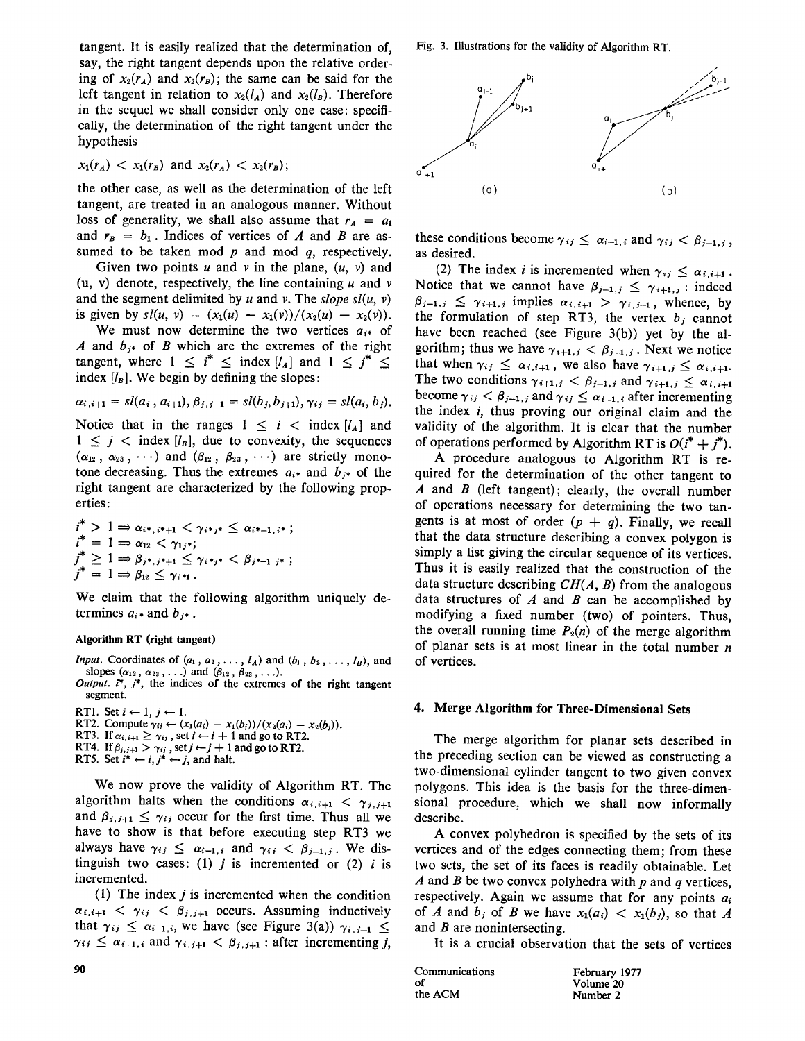tangent. It is easily realized that the determination of, say, the right tangent depends upon the relative ordering of $x_2(r_A)$ and $x_2(r_B)$; the same can be said for the left tangent in relation to $x_2(l_A)$ and $x_2(l_B)$. Therefore in the sequel we shall consider only one case: specifically, the determination of the right tangent under the hypothesis

$$x_1(r_A) < x_1(r_B) \text{ and } x_2(r_A) < x_2(r_B);$$

the other case, as well as the determination of the left tangent, are treated in an analogous manner. Without loss of generality, we shall also assume that $r_A = a_1$ and $r_B = b_1$. Indices of vertices of $A$ and $B$ are assumed to be taken mod $p$ and mod $q$, respectively.

Given two points $u$ and $v$ in the plane, $(u, v)$ and (u, v) denote, respectively, the line containing $u$ and $v$ and the segment delimited by $u$ and $v$. The *slope* $sl(u, v)$ is given by $sl(u, v) = (x_1(u) - x_1(v))/(x_2(u) - x_2(v))$.

We must now determine the two vertices $a_{i^*}$ of $A$ and $b_{j^*}$ of $B$ which are the extremes of the right tangent, where $1 \leq i^* \leq \text{index}\,[l_A]$ and $1 \leq j^* \leq \text{index}\,[l_B]$. We begin by defining the slopes:

$$\alpha_{i,i+1} = sl(a_i, a_{i+1}), \beta_{j,j+1} = sl(b_j, b_{j+1}), \gamma_{ij} = sl(a_i, b_j).$$

Notice that in the ranges $1 \leq i < \text{index}\,[l_A]$ and $1 \leq j < \text{index}\,[l_B]$, due to convexity, the sequences $(\alpha_{12}, \alpha_{23}, \cdots)$ and $(\beta_{12}, \beta_{23}, \cdots)$ are strictly monotone decreasing. Thus the extremes $a_{i^*}$ and $b_{j^*}$ of the right tangent are characterized by the following properties:

$$i^* > 1 \Rightarrow \alpha_{i^*,i^*+1} < \gamma_{i^*j^*} \leq \alpha_{i^*-1,i^*};$$
$$i^* = 1 \Rightarrow \alpha_{12} < \gamma_{1j^*};$$
$$j^* \geq 1 \Rightarrow \beta_{j^*,j^*+1} \leq \gamma_{i^*j^*} < \beta_{j^*-1,j^*};$$
$$j^* = 1 \Rightarrow \beta_{12} \leq \gamma_{i^*1}.$$

We claim that the following algorithm uniquely determines $a_{i^*}$ and $b_{j^*}$.

**Algorithm RT (right tangent)**

*Input.* Coordinates of $(a_1, a_2, \ldots, l_A)$ and $(b_1, b_2, \ldots, l_B)$, and slopes $(\alpha_{12}, \alpha_{23}, \ldots)$ and $(\beta_{12}, \beta_{23}, \ldots)$.
*Output.* $i^*$, $j^*$, the indices of the extremes of the right tangent segment.

RT1. Set $i \leftarrow 1$, $j \leftarrow 1$.
RT2. Compute $\gamma_{ij} \leftarrow (x_1(a_i) - x_1(b_j))/(x_2(a_i) - x_2(b_j))$.
RT3. If $\alpha_{i,i+1} \geq \gamma_{ij}$, set $i \leftarrow i + 1$ and go to RT2.
RT4. If $\beta_{j,j+1} > \gamma_{ij}$, set $j \leftarrow j + 1$ and go to RT2.
RT5. Set $i^* \leftarrow i$, $j^* \leftarrow j$, and halt.

We now prove the validity of Algorithm RT. The algorithm halts when the conditions $\alpha_{i,i+1} < \gamma_{j,j+1}$ and $\beta_{j,j+1} \leq \gamma_{ij}$ occur for the first time. Thus all we have to show is that before executing step RT3 we always have $\gamma_{ij} \leq \alpha_{i-1,i}$ and $\gamma_{ij} < \beta_{j-1,j}$. We distinguish two cases: (1) $j$ is incremented or (2) $i$ is incremented.

(1) The index $j$ is incremented when the condition $\alpha_{i,i+1} < \gamma_{ij} < \beta_{j,j+1}$ occurs. Assuming inductively that $\gamma_{ij} \leq \alpha_{i-1,i}$, we have (see Figure 3(a)) $\gamma_{i,j+1} \leq \gamma_{ij} \leq \alpha_{i-1,i}$ and $\gamma_{i,j+1} < \beta_{j,j+1}$ : after incrementing $j$, these conditions become $\gamma_{ij} \leq \alpha_{i-1,i}$ and $\gamma_{ij} < \beta_{j-1,j}$, as desired.

Fig. 3. Illustrations for the validity of Algorithm RT.

(2) The index $i$ is incremented when $\gamma_{ij} \leq \alpha_{i,i+1}$. Notice that we cannot have $\beta_{j-1,j} \leq \gamma_{i+1,j}$ : indeed $\beta_{j-1,j} \leq \gamma_{i+1,j}$ implies $\alpha_{i,i+1} > \gamma_{i,j-1}$, whence, by the formulation of step RT3, the vertex $b_j$ cannot have been reached (see Figure 3(b)) yet by the algorithm; thus we have $\gamma_{i+1,j} < \beta_{j-1,j}$. Next we notice that when $\gamma_{ij} \leq \alpha_{i,i+1}$, we also have $\gamma_{i+1,j} \leq \alpha_{i,i+1}$. The two conditions $\gamma_{i+1,j} < \beta_{j-1,j}$ and $\gamma_{i+1,j} \leq \alpha_{i,i+1}$ become $\gamma_{ij} < \beta_{j-1,j}$ and $\gamma_{ij} \leq \alpha_{i-1,i}$ after incrementing the index $i$, thus proving our original claim and the validity of the algorithm. It is clear that the number of operations performed by Algorithm RT is $O(i^* + j^*)$.

A procedure analogous to Algorithm RT is required for the determination of the other tangent to $A$ and $B$ (left tangent); clearly, the overall number of operations necessary for determining the two tangents is at most of order $(p + q)$. Finally, we recall that the data structure describing a convex polygon is simply a list giving the circular sequence of its vertices. Thus it is easily realized that the construction of the data structure describing $CH(A, B)$ from the analogous data structures of $A$ and $B$ can be accomplished by modifying a fixed number (two) of pointers. Thus, the overall running time $P_2(n)$ of the merge algorithm of planar sets is at most linear in the total number $n$ of vertices.

## 4. Merge Algorithm for Three-Dimensional Sets

The merge algorithm for planar sets described in the preceding section can be viewed as constructing a two-dimensional cylinder tangent to two given convex polygons. This idea is the basis for the three-dimensional procedure, which we shall now informally describe.

A convex polyhedron is specified by the sets of its vertices and of the edges connecting them; from these two sets, the set of its faces is readily obtainable. Let $A$ and $B$ be two convex polyhedra with $p$ and $q$ vertices, respectively. Again we assume that for any points $a_i$ of $A$ and $b_j$ of $B$ we have $x_1(a_i) < x_1(b_j)$, so that $A$ and $B$ are nonintersecting.

It is a crucial observation that the sets of vertices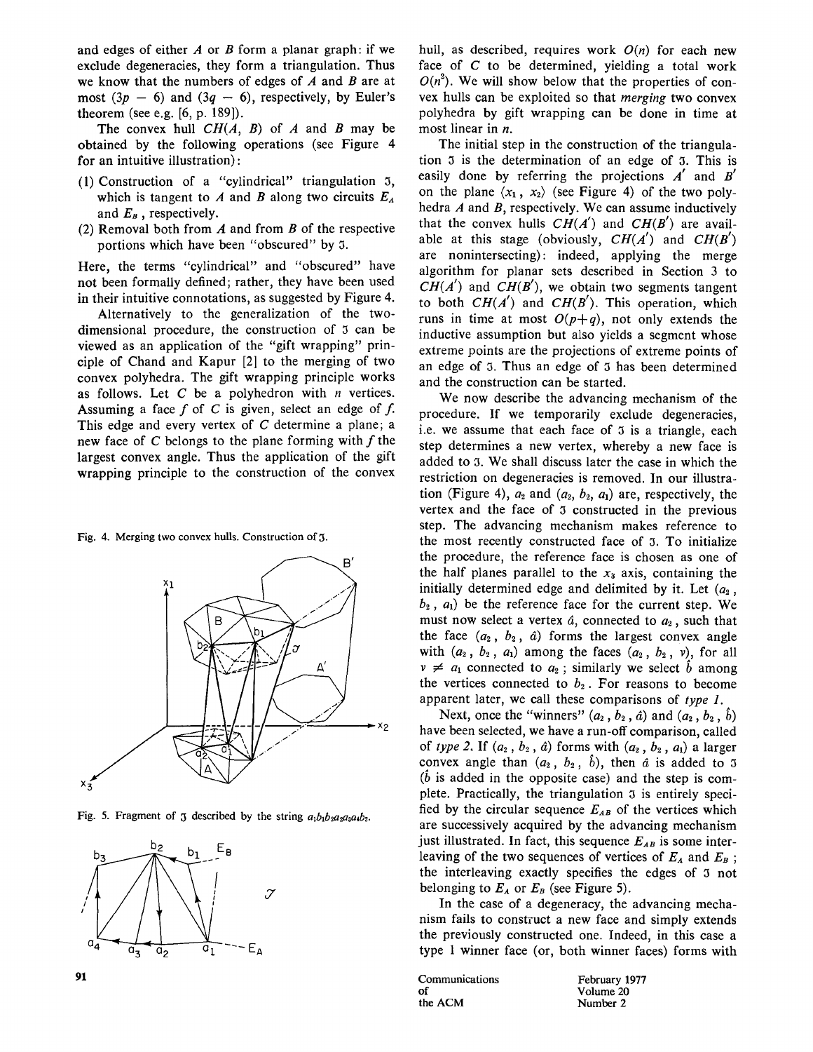and edges of either $A$ or $B$ form a planar graph: if we exclude degeneracies, they form a triangulation. Thus we know that the numbers of edges of $A$ and $B$ are at most $(3p - 6)$ and $(3q - 6)$, respectively, by Euler's theorem (see e.g. [6, p. 189]).

The convex hull $CH(A, B)$ of $A$ and $B$ may be obtained by the following operations (see Figure 4 for an intuitive illustration):

(1) Construction of a "cylindrical" triangulation $\mathfrak{J}$, which is tangent to $A$ and $B$ along two circuits $E_A$ and $E_B$, respectively.
(2) Removal both from $A$ and from $B$ of the respective portions which have been "obscured" by $\mathfrak{J}$.

Here, the terms "cylindrical" and "obscured" have not been formally defined; rather, they have been used in their intuitive connotations, as suggested by Figure 4.

Alternatively to the generalization of the two-dimensional procedure, the construction of $\mathfrak{J}$ can be viewed as an application of the "gift wrapping" principle of Chand and Kapur [2] to the merging of two convex polyhedra. The gift wrapping principle works as follows. Let $C$ be a polyhedron with $n$ vertices. Assuming a face $f$ of $C$ is given, select an edge of $f$. This edge and every vertex of $C$ determine a plane; a new face of $C$ belongs to the plane forming with $f$ the largest convex angle. Thus the application of the gift wrapping principle to the construction of the convex

Fig. 4. Merging two convex hulls. Construction of $\mathfrak{J}$.

Fig. 5. Fragment of $\mathfrak{J}$ described by the string $a_1b_1b_2a_2a_3a_4b_3$.

hull, as described, requires work $O(n)$ for each new face of $C$ to be determined, yielding a total work $O(n^2)$. We will show below that the properties of convex hulls can be exploited so that *merging* two convex polyhedra by gift wrapping can be done in time at most linear in $n$.

The initial step in the construction of the triangulation $\mathfrak{J}$ is the determination of an edge of $\mathfrak{J}$. This is easily done by referring the projections $A'$ and $B'$ on the plane $\langle x_1, x_2 \rangle$ (see Figure 4) of the two polyhedra $A$ and $B$, respectively. We can assume inductively that the convex hulls $CH(A')$ and $CH(B')$ are available at this stage (obviously, $CH(A')$ and $CH(B')$ are nonintersecting): indeed, applying the merge algorithm for planar sets described in Section 3 to $CH(A')$ and $CH(B')$, we obtain two segments tangent to both $CH(A')$ and $CH(B')$. This operation, which runs in time at most $O(p+q)$, not only extends the inductive assumption but also yields a segment whose extreme points are the projections of extreme points of an edge of $\mathfrak{J}$. Thus an edge of $\mathfrak{J}$ has been determined and the construction can be started.

We now describe the advancing mechanism of the procedure. If we temporarily exclude degeneracies, i.e. we assume that each face of $\mathfrak{J}$ is a triangle, each step determines a new vertex, whereby a new face is added to $\mathfrak{J}$. We shall discuss later the case in which the restriction on degeneracies is removed. In our illustration (Figure 4), $a_2$ and $(a_2, b_2, a_1)$ are, respectively, the vertex and the face of $\mathfrak{J}$ constructed in the previous step. The advancing mechanism makes reference to the most recently constructed face of $\mathfrak{J}$. To initialize the procedure, the reference face is chosen as one of the half planes parallel to the $x_3$ axis, containing the initially determined edge and delimited by it. Let $(a_2, b_2, a_1)$ be the reference face for the current step. We must now select a vertex $\hat{a}$, connected to $a_2$, such that the face $(a_2, b_2, \hat{a})$ forms the largest convex angle with $(a_2, b_2, a_1)$ among the faces $(a_2, b_2, v)$, for all $v \neq a_1$ connected to $a_2$; similarly we select $\hat{b}$ among the vertices connected to $b_2$. For reasons to become apparent later, we call these comparisons of *type 1*.

Next, once the "winners" $(a_2, b_2, \hat{a})$ and $(a_2, b_2, \hat{b})$ have been selected, we have a run-off comparison, called of *type 2*. If $(a_2, b_2, \hat{a})$ forms with $(a_2, b_2, a_1)$ a larger convex angle than $(a_2, b_2, \hat{b})$, then $\hat{a}$ is added to $\mathfrak{J}$ ($\hat{b}$ is added in the opposite case) and the step is complete. Practically, the triangulation $\mathfrak{J}$ is entirely specified by the circular sequence $E_{AB}$ of the vertices which are successively acquired by the advancing mechanism just illustrated. In fact, this sequence $E_{AB}$ is some interleaving of the two sequences of vertices of $E_A$ and $E_B$; the interleaving exactly specifies the edges of $\mathfrak{J}$ not belonging to $E_A$ or $E_B$ (see Figure 5).

In the case of a degeneracy, the advancing mechanism fails to construct a new face and simply extends the previously constructed one. Indeed, in this case a type 1 winner face (or, both winner faces) forms with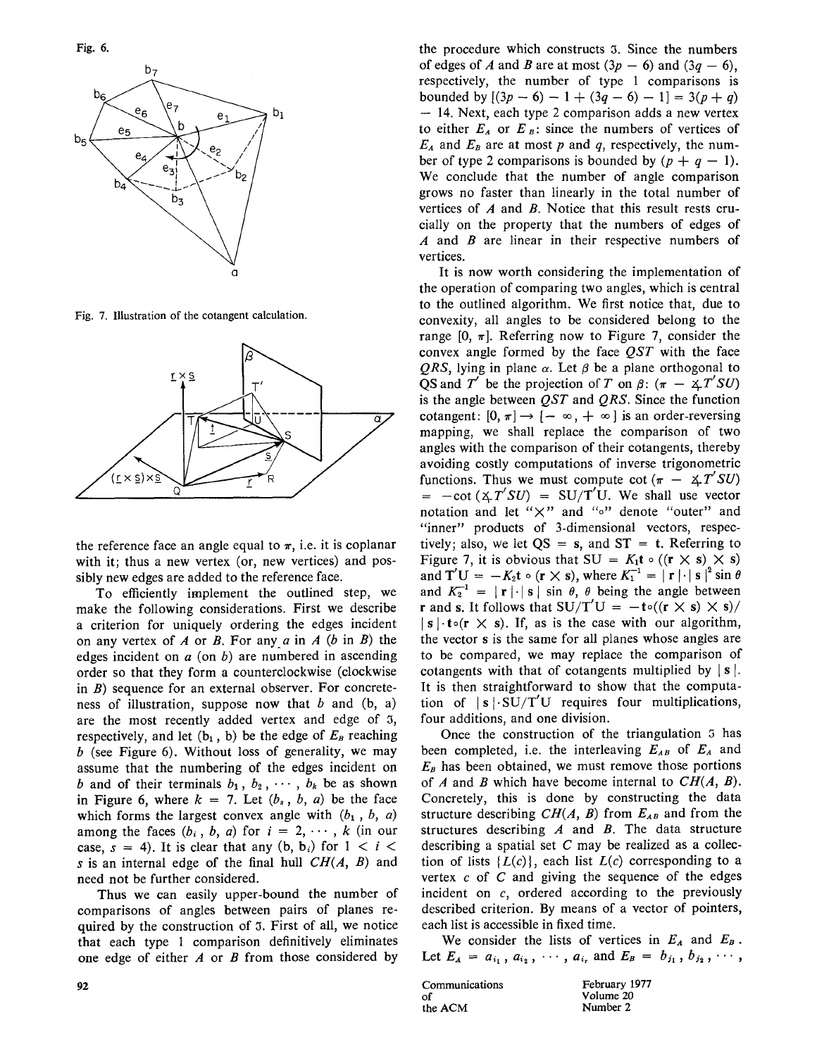Fig. 6.

Fig. 7. Illustration of the cotangent calculation.

the reference face an angle equal to $\pi$, i.e. it is coplanar with it; thus a new vertex (or, new vertices) and possibly new edges are added to the reference face.

To efficiently implement the outlined step, we make the following considerations. First we describe a criterion for uniquely ordering the edges incident on any vertex of $A$ or $B$. For any $a$ in $A$ ($b$ in $B$) the edges incident on $a$ (on $b$) are numbered in ascending order so that they form a counterclockwise (clockwise in $B$) sequence for an external observer. For concreteness of illustration, suppose now that $b$ and $(b, a)$ are the most recently added vertex and edge of $\mathfrak{J}$, respectively, and let $(b_1, b)$ be the edge of $E_B$ reaching $b$ (see Figure 6). Without loss of generality, we may assume that the numbering of the edges incident on $b$ and of their terminals $b_1, b_2, \cdots, b_k$ be as shown in Figure 6, where $k = 7$. Let $(b_s, b, a)$ be the face which forms the largest convex angle with $(b_1, b, a)$ among the faces $(b_i, b, a)$ for $i = 2, \cdots, k$ (in our case, $s = 4$). It is clear that any $(b, b_i)$ for $1 < i < s$ is an internal edge of the final hull $CH(A, B)$ and need not be further considered.

Thus we can easily upper-bound the number of comparisons of angles between pairs of planes required by the construction of $\mathfrak{J}$. First of all, we notice that each type 1 comparison definitively eliminates one edge of either $A$ or $B$ from those considered by the procedure which constructs $\mathfrak{J}$. Since the numbers of edges of $A$ and $B$ are at most $(3p - 6)$ and $(3q - 6)$, respectively, the number of type 1 comparisons is bounded by $[(3p - 6) - 1 + (3q - 6) - 1] = 3(p + q) - 14$. Next, each type 2 comparison adds a new vertex to either $E_A$ or $E_B$: since the numbers of vertices of $E_A$ and $E_B$ are at most $p$ and $q$, respectively, the number of type 2 comparisons is bounded by $(p + q - 1)$. We conclude that the number of angle comparison grows no faster than linearly in the total number of vertices of $A$ and $B$. Notice that this result rests crucially on the property that the numbers of edges of $A$ and $B$ are linear in their respective numbers of vertices.

It is now worth considering the implementation of the operation of comparing two angles, which is central to the outlined algorithm. We first notice that, due to convexity, all angles to be considered belong to the range $[0, \pi]$. Referring now to Figure 7, consider the convex angle formed by the face $QST$ with the face $QRS$, lying in plane $\alpha$. Let $\beta$ be a plane orthogonal to $QS$ and $T'$ be the projection of $T$ on $\beta$: $(\pi - \measuredangle T'SU)$ is the angle between $QST$ and $QRS$. Since the function cotangent: $[0, \pi] \rightarrow [-\infty, +\infty]$ is an order-reversing mapping, we shall replace the comparison of two angles with the comparison of their cotangents, thereby avoiding costly computations of inverse trigonometric functions. Thus we must compute $\cot(\pi - \measuredangle T'SU) = -\cot(\measuredangle T'SU) = SU/T'U$. We shall use vector notation and let "$\times$" and "$\circ$" denote "outer" and "inner" products of 3-dimensional vectors, respectively; also, we let $QS = \mathbf{s}$, and $ST = \mathbf{t}$. Referring to Figure 7, it is obvious that $SU = K_1\mathbf{t} \circ ((\mathbf{r} \times \mathbf{s}) \times \mathbf{s})$ and $T'U = -K_2\mathbf{t} \circ (\mathbf{r} \times \mathbf{s})$, where $K_1^{-1} = |\mathbf{r}| \cdot |\mathbf{s}|^2 \sin\theta$ and $K_2^{-1} = |\mathbf{r}| \cdot |\mathbf{s}| \sin\theta$, $\theta$ being the angle between $\mathbf{r}$ and $\mathbf{s}$. It follows that $SU/T'U = -\mathbf{t}\circ((\mathbf{r} \times \mathbf{s}) \times \mathbf{s})/|\mathbf{s}| \cdot \mathbf{t}\circ(\mathbf{r} \times \mathbf{s})$. If, as is the case with our algorithm, the vector $\mathbf{s}$ is the same for all planes whose angles are to be compared, we may replace the comparison of cotangents with that of cotangents multiplied by $|\mathbf{s}|$. It is then straightforward to show that the computation of $|\mathbf{s}| \cdot SU/T'U$ requires four multiplications, four additions, and one division.

Once the construction of the triangulation $\mathfrak{J}$ has been completed, i.e. the interleaving $E_{AB}$ of $E_A$ and $E_B$ has been obtained, we must remove those portions of $A$ and $B$ which have become internal to $CH(A, B)$. Concretely, this is done by constructing the data structure describing $CH(A, B)$ from $E_{AB}$ and from the structures describing $A$ and $B$. The data structure describing a spatial set $C$ may be realized as a collection of lists $\{L(c)\}$, each list $L(c)$ corresponding to a vertex $c$ of $C$ and giving the sequence of the edges incident on $c$, ordered according to the previously described criterion. By means of a vector of pointers, each list is accessible in fixed time.

We consider the lists of vertices in $E_A$ and $E_B$. Let $E_A = a_{i_1}, a_{i_2}, \cdots, a_{i_r}$ and $E_B = b_{j_1}, b_{j_2}, \cdots,$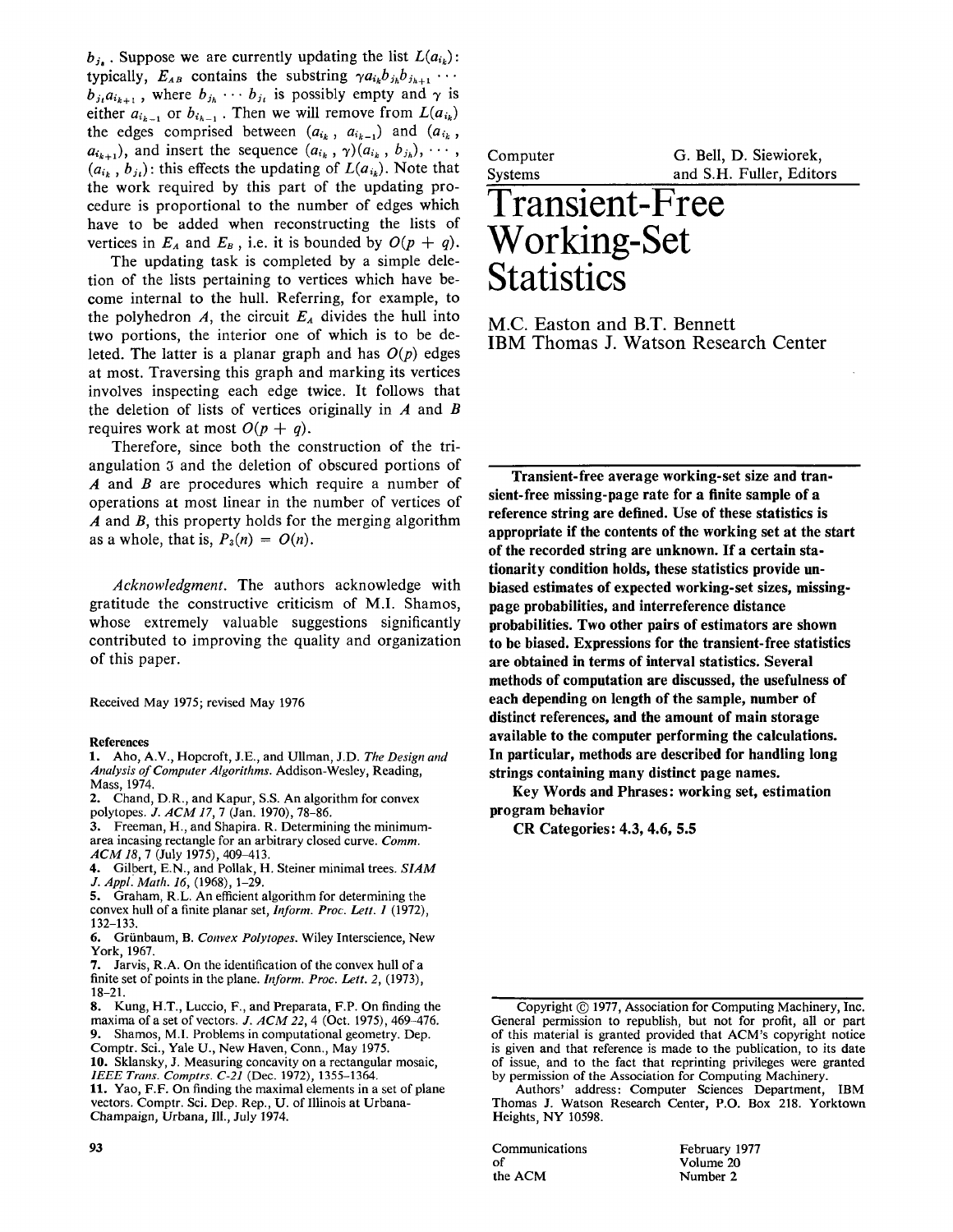$b_{j_t}$. Suppose we are currently updating the list $L(a_{i_k})$: typically, $E_{AB}$ contains the substring $\gamma a_{i_k} b_{j_h} b_{j_{h+1}} \cdots b_{j_t} a_{i_{k+1}}$, where $b_{j_h} \cdots b_{j_t}$ is possibly empty and $\gamma$ is either $a_{i_{k-1}}$ or $b_{i_{h-1}}$. Then we will remove from $L(a_{i_k})$ the edges comprised between $(a_{i_k}, a_{i_{k-1}})$ and $(a_{i_k}, a_{i_{k+1}})$, and insert the sequence $(a_{i_k}, \gamma)(a_{i_k}, b_{j_h}), \cdots, (a_{i_k}, b_{j_t})$: this effects the updating of $L(a_{i_k})$. Note that the work required by this part of the updating procedure is proportional to the number of edges which have to be added when reconstructing the lists of vertices in $E_A$ and $E_B$, i.e. it is bounded by $O(p + q)$.

The updating task is completed by a simple deletion of the lists pertaining to vertices which have become internal to the hull. Referring, for example, to the polyhedron $A$, the circuit $E_A$ divides the hull into two portions, the interior one of which is to be deleted. The latter is a planar graph and has $O(p)$ edges at most. Traversing this graph and marking its vertices involves inspecting each edge twice. It follows that the deletion of lists of vertices originally in $A$ and $B$ requires work at most $O(p + q)$.

Therefore, since both the construction of the triangulation $\mathfrak{J}$ and the deletion of obscured portions of $A$ and $B$ are procedures which require a number of operations at most linear in the number of vertices of $A$ and $B$, this property holds for the merging algorithm as a whole, that is, $P_3(n) = O(n)$.

*Acknowledgment.* The authors acknowledge with gratitude the constructive criticism of M.I. Shamos, whose extremely valuable suggestions significantly contributed to improving the quality and organization of this paper.

Received May 1975; revised May 1976

**References**

1. Aho, A.V., Hopcroft, J.E., and Ullman, J.D. *The Design and Analysis of Computer Algorithms.* Addison-Wesley, Reading, Mass, 1974.
2. Chand, D.R., and Kapur, S.S. An algorithm for convex polytopes. *J. ACM 17*, 7 (Jan. 1970), 78–86.
3. Freeman, H., and Shapira. R. Determining the minimum-area incasing rectangle for an arbitrary closed curve. *Comm. ACM 18*, 7 (July 1975), 409–413.
4. Gilbert, E.N., and Pollak, H. Steiner minimal trees. *SIAM J. Appl. Math. 16*, (1968), 1–29.
5. Graham, R.L. An efficient algorithm for determining the convex hull of a finite planar set, *Inform. Proc. Lett. 1* (1972), 132–133.
6. Grünbaum, B. *Convex Polytopes.* Wiley Interscience, New York, 1967.
7. Jarvis, R.A. On the identification of the convex hull of a finite set of points in the plane. *Inform. Proc. Lett. 2*, (1973), 18–21.
8. Kung, H.T., Luccio, F., and Preparata, F.P. On finding the maxima of a set of vectors. *J. ACM 22*, 4 (Oct. 1975), 469–476.
9. Shamos, M.I. Problems in computational geometry. Dep. Comptr. Sci., Yale U., New Haven, Conn., May 1975.
10. Sklansky, J. Measuring concavity on a rectangular mosaic, *IEEE Trans. Comptrs. C-21* (Dec. 1972), 1355–1364.
11. Yao, F.F. On finding the maximal elements in a set of plane vectors. Comptr. Sci. Dep. Rep., U. of Illinois at Urbana-Champaign, Urbana, Ill., July 1974.

Computer Systems — G. Bell, D. Siewiorek, and S.H. Fuller, Editors

# Transient-Free Working-Set Statistics

M.C. Easton and B.T. Bennett
IBM Thomas J. Watson Research Center

**Transient-free average working-set size and transient-free missing-page rate for a finite sample of a reference string are defined. Use of these statistics is appropriate if the contents of the working set at the start of the recorded string are unknown. If a certain stationarity condition holds, these statistics provide unbiased estimates of expected working-set sizes, missing-page probabilities, and interreference distance probabilities. Two other pairs of estimators are shown to be biased. Expressions for the transient-free statistics are obtained in terms of interval statistics. Several methods of computation are discussed, the usefulness of each depending on length of the sample, number of distinct references, and the amount of main storage available to the computer performing the calculations. In particular, methods are described for handling long strings containing many distinct page names.**

**Key Words and Phrases: working set, estimation program behavior**

**CR Categories: 4.3, 4.6, 5.5**

Copyright © 1977, Association for Computing Machinery, Inc. General permission to republish, but not for profit, all or part of this material is granted provided that ACM's copyright notice is given and that reference is made to the publication, to its date of issue, and to the fact that reprinting privileges were granted by permission of the Association for Computing Machinery.

Authors' address: Computer Sciences Department, IBM Thomas J. Watson Research Center, P.O. Box 218. Yorktown Heights, NY 10598.